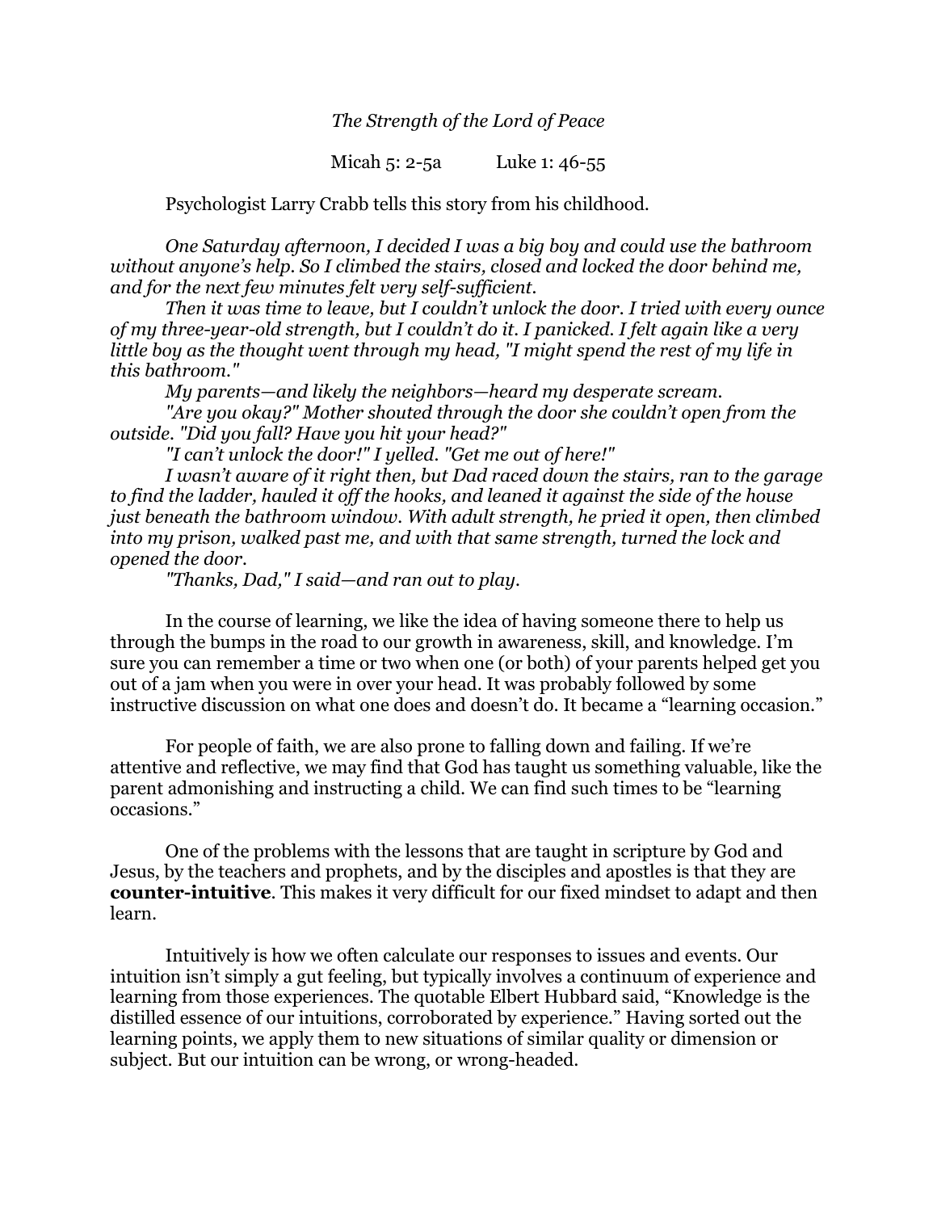*The Strength of the Lord of Peace*

Micah 5: 2-5a Luke 1: 46-55

Psychologist Larry Crabb tells this story from his childhood.

*One Saturday afternoon, I decided I was a big boy and could use the bathroom without anyone's help. So I climbed the stairs, closed and locked the door behind me, and for the next few minutes felt very self-sufficient.*

*Then it was time to leave, but I couldn't unlock the door. I tried with every ounce of my three-year-old strength, but I couldn't do it. I panicked. I felt again like a very little boy as the thought went through my head, "I might spend the rest of my life in this bathroom."*

*My parents—and likely the neighbors—heard my desperate scream.*

*"Are you okay?" Mother shouted through the door she couldn't open from the outside. "Did you fall? Have you hit your head?"*

*"I can't unlock the door!" I yelled. "Get me out of here!"*

*I wasn't aware of it right then, but Dad raced down the stairs, ran to the garage to find the ladder, hauled it off the hooks, and leaned it against the side of the house just beneath the bathroom window. With adult strength, he pried it open, then climbed into my prison, walked past me, and with that same strength, turned the lock and opened the door.*

*"Thanks, Dad," I said—and ran out to play.*

In the course of learning, we like the idea of having someone there to help us through the bumps in the road to our growth in awareness, skill, and knowledge. I'm sure you can remember a time or two when one (or both) of your parents helped get you out of a jam when you were in over your head. It was probably followed by some instructive discussion on what one does and doesn't do. It became a "learning occasion."

For people of faith, we are also prone to falling down and failing. If we're attentive and reflective, we may find that God has taught us something valuable, like the parent admonishing and instructing a child. We can find such times to be "learning occasions."

One of the problems with the lessons that are taught in scripture by God and Jesus, by the teachers and prophets, and by the disciples and apostles is that they are **counter-intuitive**. This makes it very difficult for our fixed mindset to adapt and then learn.

Intuitively is how we often calculate our responses to issues and events. Our intuition isn't simply a gut feeling, but typically involves a continuum of experience and learning from those experiences. The quotable Elbert Hubbard said, "Knowledge is the distilled essence of our intuitions, corroborated by experience." Having sorted out the learning points, we apply them to new situations of similar quality or dimension or subject. But our intuition can be wrong, or wrong-headed.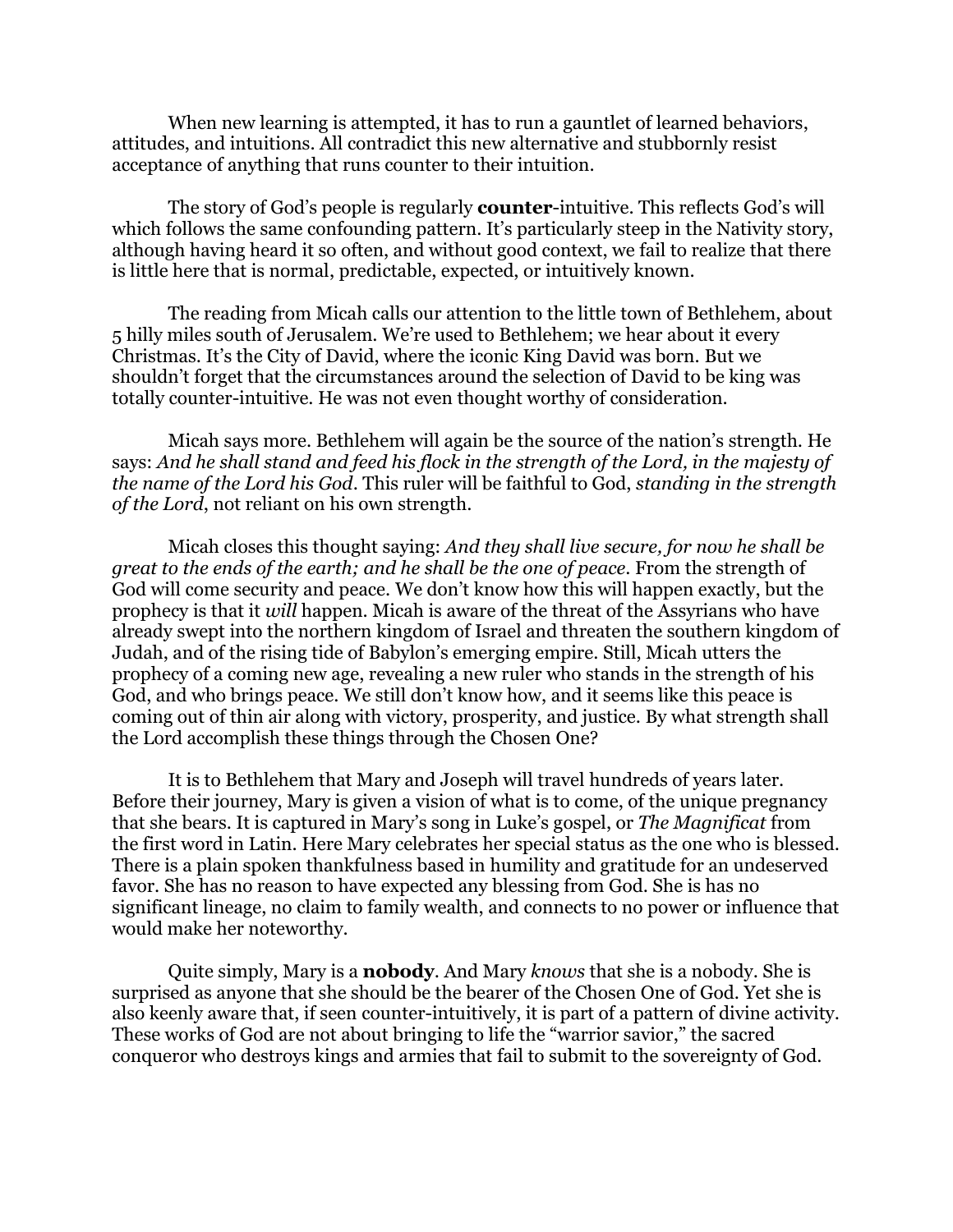When new learning is attempted, it has to run a gauntlet of learned behaviors, attitudes, and intuitions. All contradict this new alternative and stubbornly resist acceptance of anything that runs counter to their intuition.

The story of God's people is regularly **counter**-intuitive. This reflects God's will which follows the same confounding pattern. It's particularly steep in the Nativity story, although having heard it so often, and without good context, we fail to realize that there is little here that is normal, predictable, expected, or intuitively known.

The reading from Micah calls our attention to the little town of Bethlehem, about 5 hilly miles south of Jerusalem. We're used to Bethlehem; we hear about it every Christmas. It's the City of David, where the iconic King David was born. But we shouldn't forget that the circumstances around the selection of David to be king was totally counter-intuitive. He was not even thought worthy of consideration.

Micah says more. Bethlehem will again be the source of the nation's strength. He says: *And he shall stand and feed his flock in the strength of the Lord, in the majesty of the name of the Lord his God*. This ruler will be faithful to God, *standing in the strength of the Lord*, not reliant on his own strength.

Micah closes this thought saying: *And they shall live secure, for now he shall be great to the ends of the earth; and he shall be the one of peace*. From the strength of God will come security and peace. We don't know how this will happen exactly, but the prophecy is that it *will* happen. Micah is aware of the threat of the Assyrians who have already swept into the northern kingdom of Israel and threaten the southern kingdom of Judah, and of the rising tide of Babylon's emerging empire. Still, Micah utters the prophecy of a coming new age, revealing a new ruler who stands in the strength of his God, and who brings peace. We still don't know how, and it seems like this peace is coming out of thin air along with victory, prosperity, and justice. By what strength shall the Lord accomplish these things through the Chosen One?

It is to Bethlehem that Mary and Joseph will travel hundreds of years later. Before their journey, Mary is given a vision of what is to come, of the unique pregnancy that she bears. It is captured in Mary's song in Luke's gospel, or *The Magnificat* from the first word in Latin. Here Mary celebrates her special status as the one who is blessed. There is a plain spoken thankfulness based in humility and gratitude for an undeserved favor. She has no reason to have expected any blessing from God. She is has no significant lineage, no claim to family wealth, and connects to no power or influence that would make her noteworthy.

Quite simply, Mary is a **nobody**. And Mary *knows* that she is a nobody. She is surprised as anyone that she should be the bearer of the Chosen One of God. Yet she is also keenly aware that, if seen counter-intuitively, it is part of a pattern of divine activity. These works of God are not about bringing to life the "warrior savior," the sacred conqueror who destroys kings and armies that fail to submit to the sovereignty of God.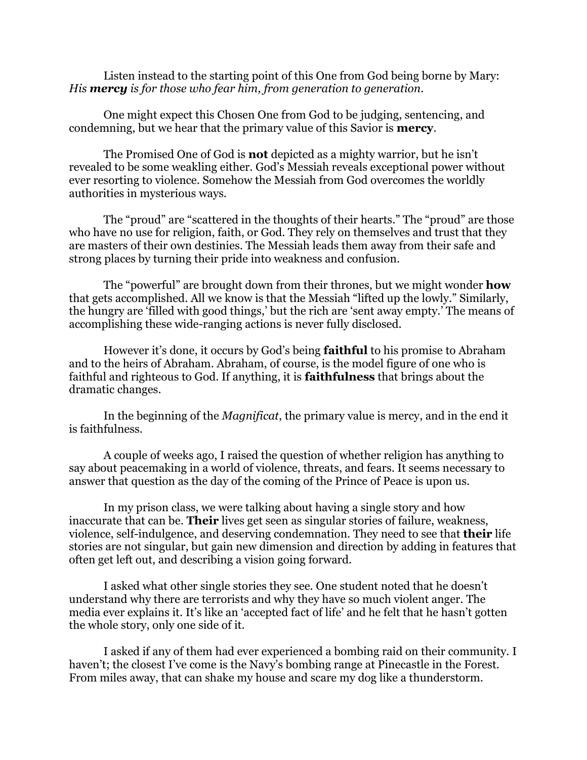Listen instead to the starting point of this One from God being borne by Mary: *His **mercy** is for those who fear him, from generation to generation.*

One might expect this Chosen One from God to be judging, sentencing, and condemning, but we hear that the primary value of this Savior is **mercy**.

The Promised One of God is **not** depicted as a mighty warrior, but he isn't revealed to be some weakling either. God's Messiah reveals exceptional power without ever resorting to violence. Somehow the Messiah from God overcomes the worldly authorities in mysterious ways.

The "proud" are "scattered in the thoughts of their hearts." The "proud" are those who have no use for religion, faith, or God. They rely on themselves and trust that they are masters of their own destinies. The Messiah leads them away from their safe and strong places by turning their pride into weakness and confusion.

The "powerful" are brought down from their thrones, but we might wonder **how** that gets accomplished. All we know is that the Messiah "lifted up the lowly." Similarly, the hungry are 'filled with good things,' but the rich are 'sent away empty.' The means of accomplishing these wide-ranging actions is never fully disclosed.

However it's done, it occurs by God's being **faithful** to his promise to Abraham and to the heirs of Abraham. Abraham, of course, is the model figure of one who is faithful and righteous to God. If anything, it is **faithfulness** that brings about the dramatic changes.

In the beginning of the *Magnificat*, the primary value is mercy, and in the end it is faithfulness.

A couple of weeks ago, I raised the question of whether religion has anything to say about peacemaking in a world of violence, threats, and fears. It seems necessary to answer that question as the day of the coming of the Prince of Peace is upon us.

In my prison class, we were talking about having a single story and how inaccurate that can be. **Their** lives get seen as singular stories of failure, weakness, violence, self-indulgence, and deserving condemnation. They need to see that **their** life stories are not singular, but gain new dimension and direction by adding in features that often get left out, and describing a vision going forward.

I asked what other single stories they see. One student noted that he doesn't understand why there are terrorists and why they have so much violent anger. The media ever explains it. It's like an 'accepted fact of life' and he felt that he hasn't gotten the whole story, only one side of it.

I asked if any of them had ever experienced a bombing raid on their community. I haven't; the closest I've come is the Navy's bombing range at Pinecastle in the Forest. From miles away, that can shake my house and scare my dog like a thunderstorm.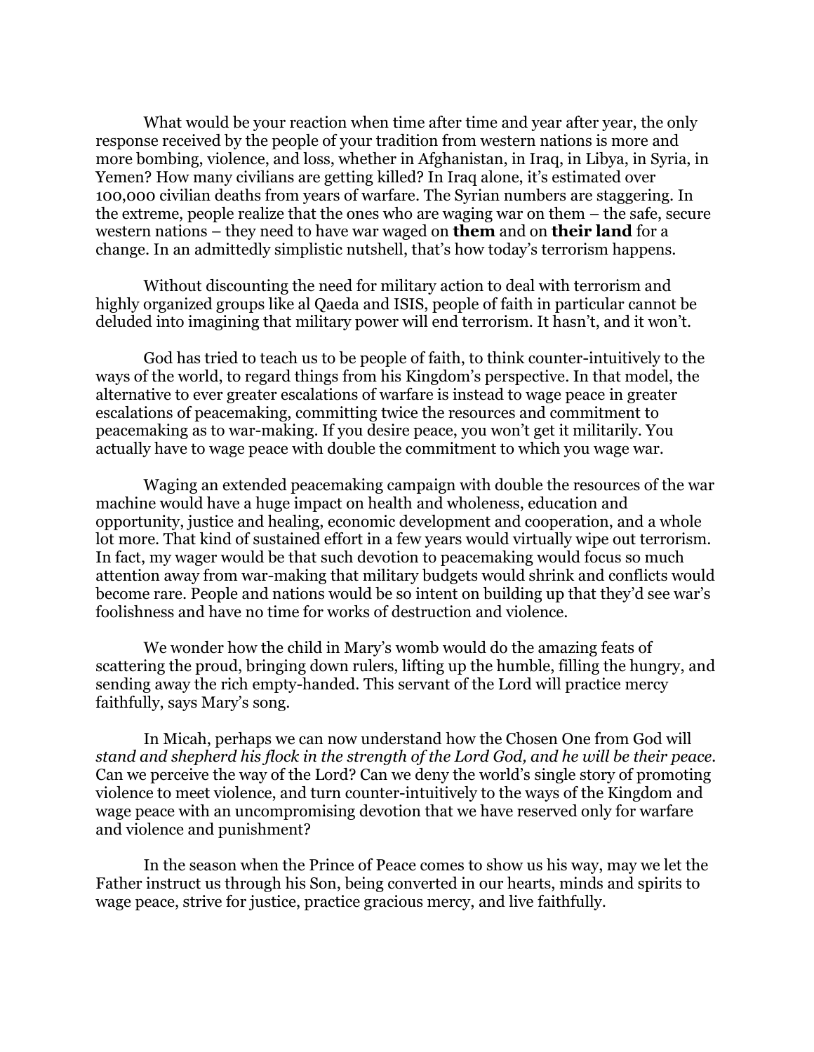What would be your reaction when time after time and year after year, the only response received by the people of your tradition from western nations is more and more bombing, violence, and loss, whether in Afghanistan, in Iraq, in Libya, in Syria, in Yemen? How many civilians are getting killed? In Iraq alone, it's estimated over 100,000 civilian deaths from years of warfare. The Syrian numbers are staggering. In the extreme, people realize that the ones who are waging war on them – the safe, secure western nations – they need to have war waged on **them** and on **their land** for a change. In an admittedly simplistic nutshell, that's how today's terrorism happens.

Without discounting the need for military action to deal with terrorism and highly organized groups like al Qaeda and ISIS, people of faith in particular cannot be deluded into imagining that military power will end terrorism. It hasn't, and it won't.

God has tried to teach us to be people of faith, to think counter-intuitively to the ways of the world, to regard things from his Kingdom's perspective. In that model, the alternative to ever greater escalations of warfare is instead to wage peace in greater escalations of peacemaking, committing twice the resources and commitment to peacemaking as to war-making. If you desire peace, you won't get it militarily. You actually have to wage peace with double the commitment to which you wage war.

Waging an extended peacemaking campaign with double the resources of the war machine would have a huge impact on health and wholeness, education and opportunity, justice and healing, economic development and cooperation, and a whole lot more. That kind of sustained effort in a few years would virtually wipe out terrorism. In fact, my wager would be that such devotion to peacemaking would focus so much attention away from war-making that military budgets would shrink and conflicts would become rare. People and nations would be so intent on building up that they'd see war's foolishness and have no time for works of destruction and violence.

We wonder how the child in Mary's womb would do the amazing feats of scattering the proud, bringing down rulers, lifting up the humble, filling the hungry, and sending away the rich empty-handed. This servant of the Lord will practice mercy faithfully, says Mary's song.

In Micah, perhaps we can now understand how the Chosen One from God will *stand and shepherd his flock in the strength of the Lord God, and he will be their peace.* Can we perceive the way of the Lord? Can we deny the world's single story of promoting violence to meet violence, and turn counter-intuitively to the ways of the Kingdom and wage peace with an uncompromising devotion that we have reserved only for warfare and violence and punishment?

In the season when the Prince of Peace comes to show us his way, may we let the Father instruct us through his Son, being converted in our hearts, minds and spirits to wage peace, strive for justice, practice gracious mercy, and live faithfully.